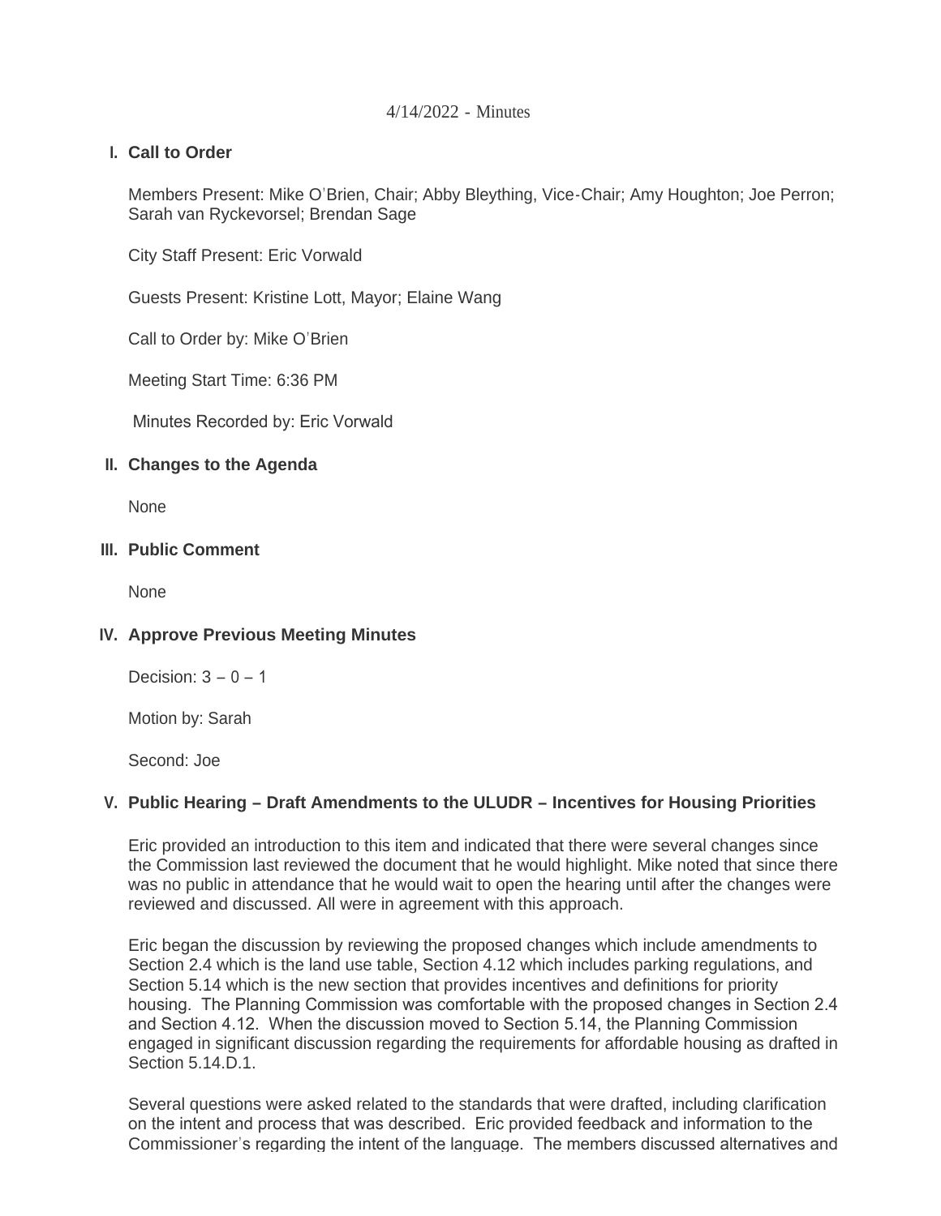4/14/2022 - Minutes

## I. Call to Order

Members Present: Mike O'Brien, Chair; Abby Bleything, Vice-Chair; Amy Houghton; Joe Perron; Sarah van Ryckevorsel; Brendan Sage

City Staff Present: Eric Vorwald

Guests Present: Kristine Lott, Mayor; Elaine Wang

Call to Order by: Mike O'Brien

Meeting Start Time: 6:36 PM

Minutes Recorded by: Eric Vorwald

## II. Changes to the Agenda

None

## III. Public Comment

None

## IV. Approve Previous Meeting Minutes

Decision: 3 – 0 – 1

Motion by: Sarah

Second: Joe

## V. Public Hearing – Draft Amendments to the ULUDR – Incentives for Housing Priorities

Eric provided an introduction to this item and indicated that there were several changes since the Commission last reviewed the document that he would highlight. Mike noted that since there was no public in attendance that he would wait to open the hearing until after the changes were reviewed and discussed. All were in agreement with this approach.

Eric began the discussion by reviewing the proposed changes which include amendments to Section 2.4 which is the land use table, Section 4.12 which includes parking regulations, and Section 5.14 which is the new section that provides incentives and definitions for priority housing. The Planning Commission was comfortable with the proposed changes in Section 2.4 and Section 4.12. When the discussion moved to Section 5.14, the Planning Commission engaged in significant discussion regarding the requirements for affordable housing as drafted in Section 5.14.D.1.

Several questions were asked related to the standards that were drafted, including clarification on the intent and process that was described. Eric provided feedback and information to the Commissioner's regarding the intent of the language. The members discussed alternatives and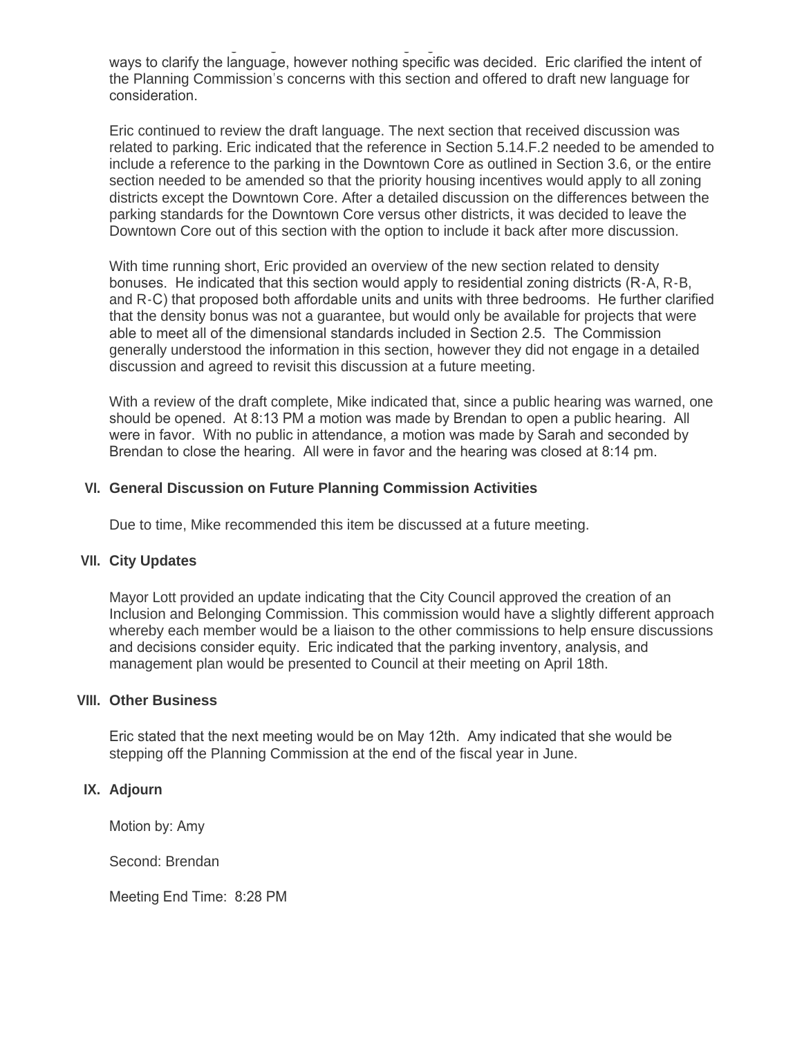ways to clarify the language, however nothing specific was decided. Eric clarified the intent of the Planning Commission's concerns with this section and offered to draft new language for consideration.

Eric continued to review the draft language. The next section that received discussion was related to parking. Eric indicated that the reference in Section 5.14.F.2 needed to be amended to include a reference to the parking in the Downtown Core as outlined in Section 3.6, or the entire section needed to be amended so that the priority housing incentives would apply to all zoning districts except the Downtown Core. After a detailed discussion on the differences between the parking standards for the Downtown Core versus other districts, it was decided to leave the Downtown Core out of this section with the option to include it back after more discussion.

With time running short, Eric provided an overview of the new section related to density bonuses. He indicated that this section would apply to residential zoning districts (R-A, R-B, and R-C) that proposed both affordable units and units with three bedrooms. He further clarified that the density bonus was not a guarantee, but would only be available for projects that were able to meet all of the dimensional standards included in Section 2.5. The Commission generally understood the information in this section, however they did not engage in a detailed discussion and agreed to revisit this discussion at a future meeting.

With a review of the draft complete, Mike indicated that, since a public hearing was warned, one should be opened. At 8:13 PM a motion was made by Brendan to open a public hearing. All were in favor. With no public in attendance, a motion was made by Sarah and seconded by Brendan to close the hearing. All were in favor and the hearing was closed at 8:14 pm.

## VI. General Discussion on Future Planning Commission Activities

Due to time, Mike recommended this item be discussed at a future meeting.

## VII. City Updates

Mayor Lott provided an update indicating that the City Council approved the creation of an Inclusion and Belonging Commission. This commission would have a slightly different approach whereby each member would be a liaison to the other commissions to help ensure discussions and decisions consider equity. Eric indicated that the parking inventory, analysis, and management plan would be presented to Council at their meeting on April 18th.

## VIII. Other Business

Eric stated that the next meeting would be on May 12th. Amy indicated that she would be stepping off the Planning Commission at the end of the fiscal year in June.

## IX. Adjourn

Motion by: Amy

Second: Brendan

Meeting End Time: 8:28 PM